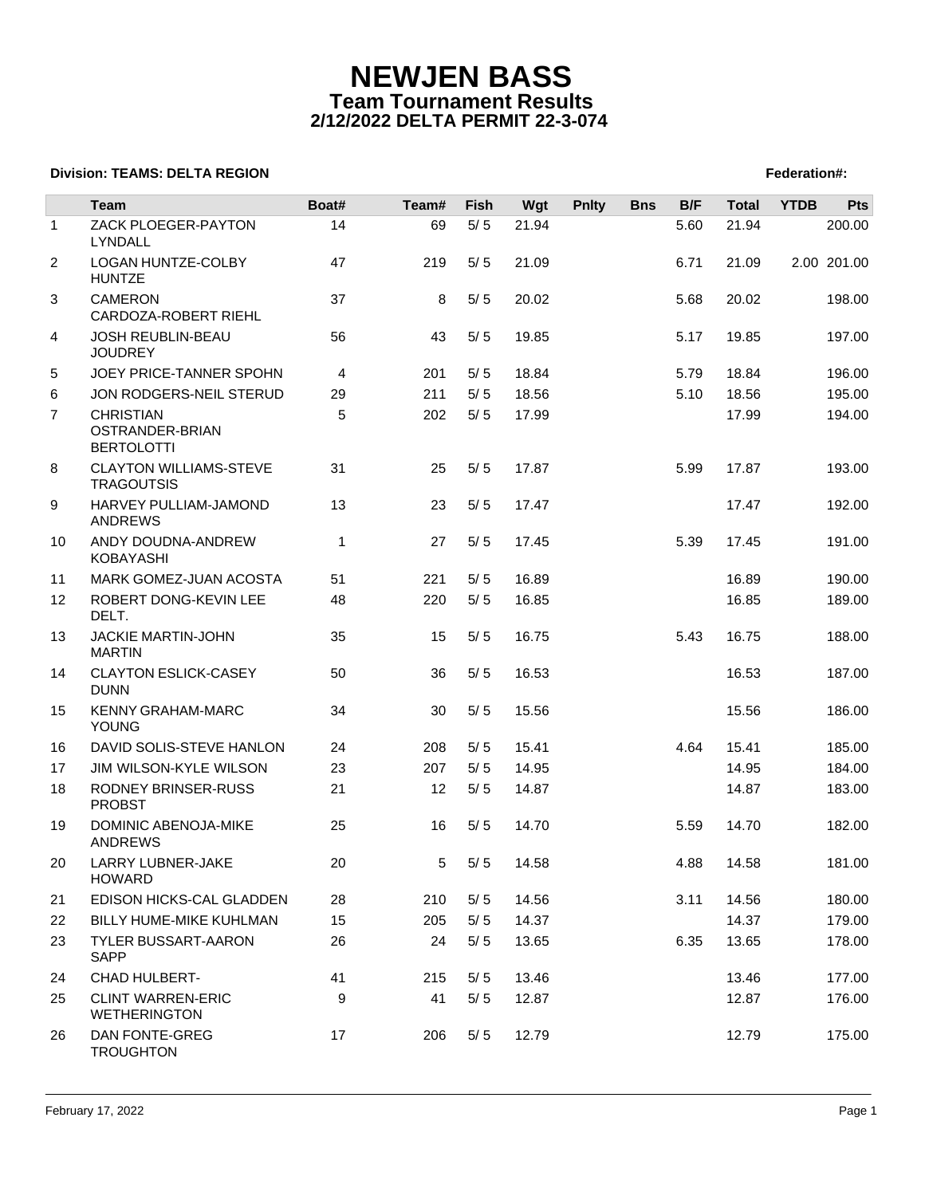# NEWJEN BASS

## Team Tournament Results

## 2/12/2022 DELTA PERMIT 22-3-074

**Division: TEAMS: DELTA REGION** **Federation#:**

| | Team | Boat# | Team# | Fish | Wgt | Pnlty | Bns | B/F | Total | YTDB | Pts |
|---|---|---|---|---|---|---|---|---|---|---|---|
| 1 | ZACK PLOEGER-PAYTON LYNDALL | 14 | 69 | 5/ 5 | 21.94 | | | 5.60 | 21.94 | | 200.00 |
| 2 | LOGAN HUNTZE-COLBY HUNTZE | 47 | 219 | 5/ 5 | 21.09 | | | 6.71 | 21.09 | 2.00 | 201.00 |
| 3 | CAMERON CARDOZA-ROBERT RIEHL | 37 | 8 | 5/ 5 | 20.02 | | | 5.68 | 20.02 | | 198.00 |
| 4 | JOSH REUBLIN-BEAU JOUDREY | 56 | 43 | 5/ 5 | 19.85 | | | 5.17 | 19.85 | | 197.00 |
| 5 | JOEY PRICE-TANNER SPOHN | 4 | 201 | 5/ 5 | 18.84 | | | 5.79 | 18.84 | | 196.00 |
| 6 | JON RODGERS-NEIL STERUD | 29 | 211 | 5/ 5 | 18.56 | | | 5.10 | 18.56 | | 195.00 |
| 7 | CHRISTIAN OSTRANDER-BRIAN BERTOLOTTI | 5 | 202 | 5/ 5 | 17.99 | | | | 17.99 | | 194.00 |
| 8 | CLAYTON WILLIAMS-STEVE TRAGOUTSIS | 31 | 25 | 5/ 5 | 17.87 | | | 5.99 | 17.87 | | 193.00 |
| 9 | HARVEY PULLIAM-JAMOND ANDREWS | 13 | 23 | 5/ 5 | 17.47 | | | | 17.47 | | 192.00 |
| 10 | ANDY DOUDNA-ANDREW KOBAYASHI | 1 | 27 | 5/ 5 | 17.45 | | | 5.39 | 17.45 | | 191.00 |
| 11 | MARK GOMEZ-JUAN ACOSTA | 51 | 221 | 5/ 5 | 16.89 | | | | 16.89 | | 190.00 |
| 12 | ROBERT DONG-KEVIN LEE DELT. | 48 | 220 | 5/ 5 | 16.85 | | | | 16.85 | | 189.00 |
| 13 | JACKIE MARTIN-JOHN MARTIN | 35 | 15 | 5/ 5 | 16.75 | | | 5.43 | 16.75 | | 188.00 |
| 14 | CLAYTON ESLICK-CASEY DUNN | 50 | 36 | 5/ 5 | 16.53 | | | | 16.53 | | 187.00 |
| 15 | KENNY GRAHAM-MARC YOUNG | 34 | 30 | 5/ 5 | 15.56 | | | | 15.56 | | 186.00 |
| 16 | DAVID SOLIS-STEVE HANLON | 24 | 208 | 5/ 5 | 15.41 | | | 4.64 | 15.41 | | 185.00 |
| 17 | JIM WILSON-KYLE WILSON | 23 | 207 | 5/ 5 | 14.95 | | | | 14.95 | | 184.00 |
| 18 | RODNEY BRINSER-RUSS PROBST | 21 | 12 | 5/ 5 | 14.87 | | | | 14.87 | | 183.00 |
| 19 | DOMINIC ABENOJA-MIKE ANDREWS | 25 | 16 | 5/ 5 | 14.70 | | | 5.59 | 14.70 | | 182.00 |
| 20 | LARRY LUBNER-JAKE HOWARD | 20 | 5 | 5/ 5 | 14.58 | | | 4.88 | 14.58 | | 181.00 |
| 21 | EDISON HICKS-CAL GLADDEN | 28 | 210 | 5/ 5 | 14.56 | | | 3.11 | 14.56 | | 180.00 |
| 22 | BILLY HUME-MIKE KUHLMAN | 15 | 205 | 5/ 5 | 14.37 | | | | 14.37 | | 179.00 |
| 23 | TYLER BUSSART-AARON SAPP | 26 | 24 | 5/ 5 | 13.65 | | | 6.35 | 13.65 | | 178.00 |
| 24 | CHAD HULBERT- | 41 | 215 | 5/ 5 | 13.46 | | | | 13.46 | | 177.00 |
| 25 | CLINT WARREN-ERIC WETHERINGTON | 9 | 41 | 5/ 5 | 12.87 | | | | 12.87 | | 176.00 |
| 26 | DAN FONTE-GREG TROUGHTON | 17 | 206 | 5/ 5 | 12.79 | | | | 12.79 | | 175.00 |

February 17, 2022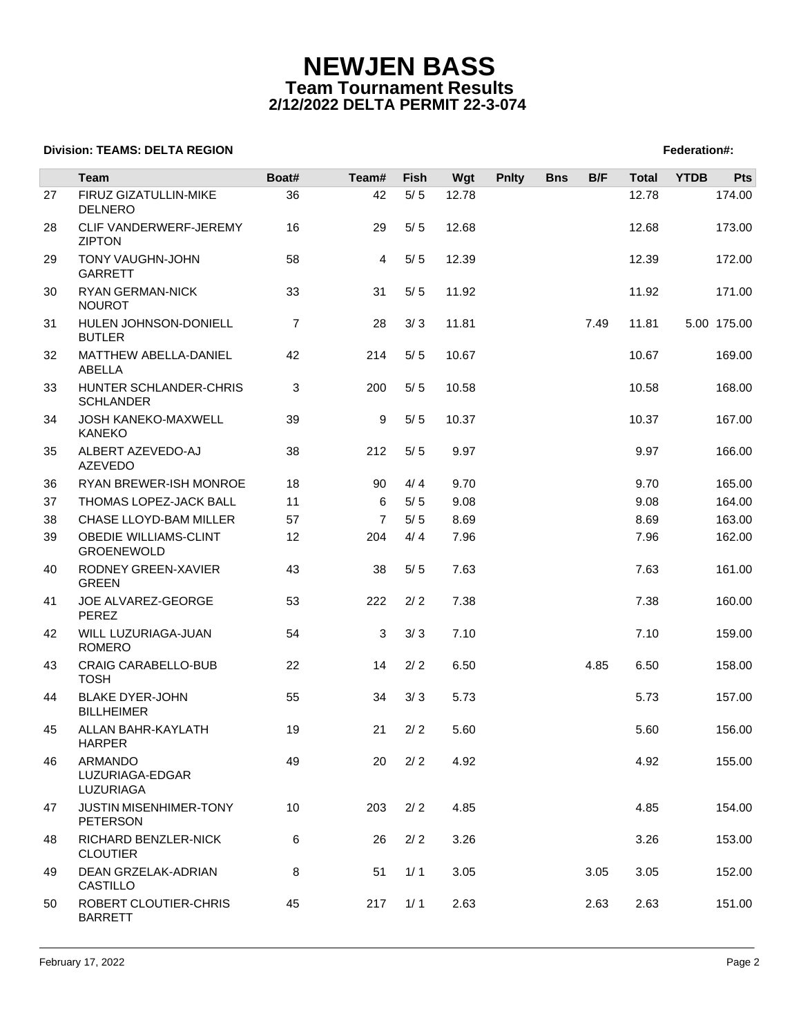# NEWJEN BASS

## Team Tournament Results

## 2/12/2022 DELTA PERMIT 22-3-074

**Division: TEAMS: DELTA REGION** **Federation#:**

| | Team | Boat# | Team# | Fish | Wgt | Pnlty | Bns | B/F | Total | YTDB | Pts |
|---|---|---|---|---|---|---|---|---|---|---|---|
| 27 | FIRUZ GIZATULLIN-MIKE DELNERO | 36 | 42 | 5/ 5 | 12.78 | | | | 12.78 | | 174.00 |
| 28 | CLIF VANDERWERF-JEREMY ZIPTON | 16 | 29 | 5/ 5 | 12.68 | | | | 12.68 | | 173.00 |
| 29 | TONY VAUGHN-JOHN GARRETT | 58 | 4 | 5/ 5 | 12.39 | | | | 12.39 | | 172.00 |
| 30 | RYAN GERMAN-NICK NOUROT | 33 | 31 | 5/ 5 | 11.92 | | | | 11.92 | | 171.00 |
| 31 | HULEN JOHNSON-DONIELL BUTLER | 7 | 28 | 3/ 3 | 11.81 | | | 7.49 | 11.81 | 5.00 | 175.00 |
| 32 | MATTHEW ABELLA-DANIEL ABELLA | 42 | 214 | 5/ 5 | 10.67 | | | | 10.67 | | 169.00 |
| 33 | HUNTER SCHLANDER-CHRIS SCHLANDER | 3 | 200 | 5/ 5 | 10.58 | | | | 10.58 | | 168.00 |
| 34 | JOSH KANEKO-MAXWELL KANEKO | 39 | 9 | 5/ 5 | 10.37 | | | | 10.37 | | 167.00 |
| 35 | ALBERT AZEVEDO-AJ AZEVEDO | 38 | 212 | 5/ 5 | 9.97 | | | | 9.97 | | 166.00 |
| 36 | RYAN BREWER-ISH MONROE | 18 | 90 | 4/ 4 | 9.70 | | | | 9.70 | | 165.00 |
| 37 | THOMAS LOPEZ-JACK BALL | 11 | 6 | 5/ 5 | 9.08 | | | | 9.08 | | 164.00 |
| 38 | CHASE LLOYD-BAM MILLER | 57 | 7 | 5/ 5 | 8.69 | | | | 8.69 | | 163.00 |
| 39 | OBEDIE WILLIAMS-CLINT GROENEWOLD | 12 | 204 | 4/ 4 | 7.96 | | | | 7.96 | | 162.00 |
| 40 | RODNEY GREEN-XAVIER GREEN | 43 | 38 | 5/ 5 | 7.63 | | | | 7.63 | | 161.00 |
| 41 | JOE ALVAREZ-GEORGE PEREZ | 53 | 222 | 2/ 2 | 7.38 | | | | 7.38 | | 160.00 |
| 42 | WILL LUZURIAGA-JUAN ROMERO | 54 | 3 | 3/ 3 | 7.10 | | | | 7.10 | | 159.00 |
| 43 | CRAIG CARABELLO-BUB TOSH | 22 | 14 | 2/ 2 | 6.50 | | | 4.85 | 6.50 | | 158.00 |
| 44 | BLAKE DYER-JOHN BILLHEIMER | 55 | 34 | 3/ 3 | 5.73 | | | | 5.73 | | 157.00 |
| 45 | ALLAN BAHR-KAYLATH HARPER | 19 | 21 | 2/ 2 | 5.60 | | | | 5.60 | | 156.00 |
| 46 | ARMANDO LUZURIAGA-EDGAR LUZURIAGA | 49 | 20 | 2/ 2 | 4.92 | | | | 4.92 | | 155.00 |
| 47 | JUSTIN MISENHIMER-TONY PETERSON | 10 | 203 | 2/ 2 | 4.85 | | | | 4.85 | | 154.00 |
| 48 | RICHARD BENZLER-NICK CLOUTIER | 6 | 26 | 2/ 2 | 3.26 | | | | 3.26 | | 153.00 |
| 49 | DEAN GRZELAK-ADRIAN CASTILLO | 8 | 51 | 1/ 1 | 3.05 | | | 3.05 | 3.05 | | 152.00 |
| 50 | ROBERT CLOUTIER-CHRIS BARRETT | 45 | 217 | 1/ 1 | 2.63 | | | 2.63 | 2.63 | | 151.00 |

February 17, 2022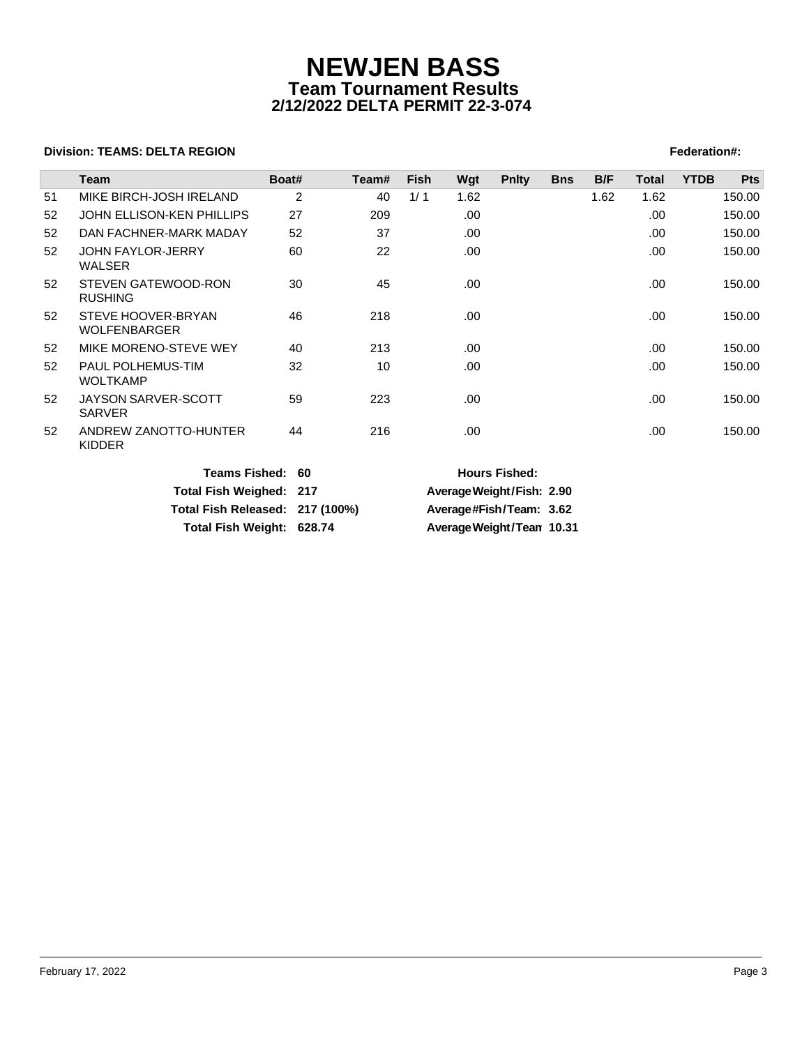# NEWJEN BASS

## Team Tournament Results

## 2/12/2022 DELTA PERMIT 22-3-074

**Division: TEAMS: DELTA REGION** **Federation#:**

| | Team | Boat# | Team# | Fish | Wgt | Pnlty | Bns | B/F | Total | YTDB | Pts |
|---|---|---|---|---|---|---|---|---|---|---|---|
| 51 | MIKE BIRCH-JOSH IRELAND | 2 | 40 | 1/ 1 | 1.62 | | | 1.62 | 1.62 | | 150.00 |
| 52 | JOHN ELLISON-KEN PHILLIPS | 27 | 209 | | .00 | | | | .00 | | 150.00 |
| 52 | DAN FACHNER-MARK MADAY | 52 | 37 | | .00 | | | | .00 | | 150.00 |
| 52 | JOHN FAYLOR-JERRY WALSER | 60 | 22 | | .00 | | | | .00 | | 150.00 |
| 52 | STEVEN GATEWOOD-RON RUSHING | 30 | 45 | | .00 | | | | .00 | | 150.00 |
| 52 | STEVE HOOVER-BRYAN WOLFENBARGER | 46 | 218 | | .00 | | | | .00 | | 150.00 |
| 52 | MIKE MORENO-STEVE WEY | 40 | 213 | | .00 | | | | .00 | | 150.00 |
| 52 | PAUL POLHEMUS-TIM WOLTKAMP | 32 | 10 | | .00 | | | | .00 | | 150.00 |
| 52 | JAYSON SARVER-SCOTT SARVER | 59 | 223 | | .00 | | | | .00 | | 150.00 |
| 52 | ANDREW ZANOTTO-HUNTER KIDDER | 44 | 216 | | .00 | | | | .00 | | 150.00 |

**Teams Fished: 60**
**Total Fish Weighed: 217**
**Total Fish Released: 217 (100%)**
**Total Fish Weight: 628.74**

**Hours Fished:**
**Average Weight/Fish: 2.90**
**Average#Fish/Team: 3.62**
**Average Weight/Tean 10.31**

February 17, 2022